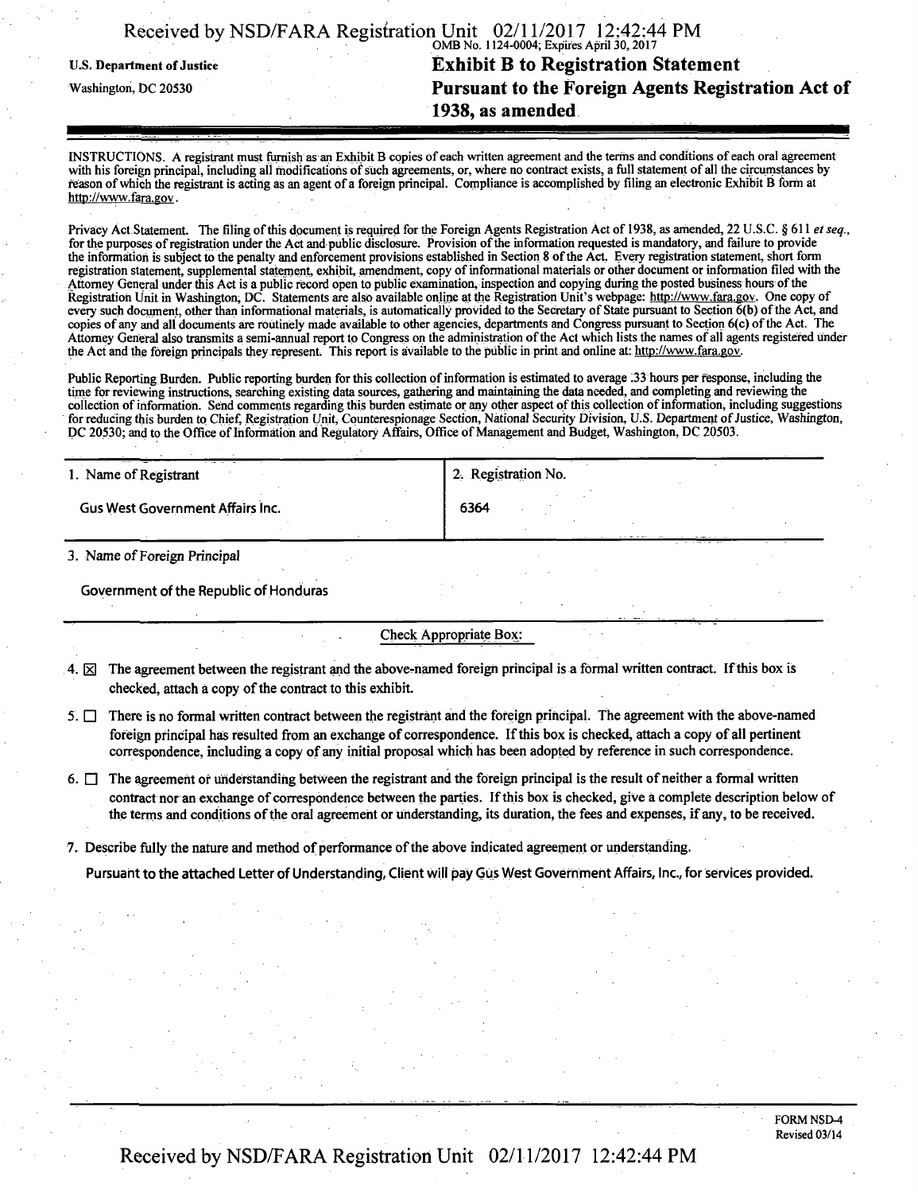U.S. Department of Justice
Washington, DC 20530

OMB No. 1124-0004; Expires April 30, 2017

# Exhibit B to Registration Statement
# Pursuant to the Foreign Agents Registration Act of 1938, as amended

INSTRUCTIONS. A registrant must furnish as an Exhibit B copies of each written agreement and the terms and conditions of each oral agreement with his foreign principal, including all modifications of such agreements, or, where no contract exists, a full statement of all the circumstances by reason of which the registrant is acting as an agent of a foreign principal. Compliance is accomplished by filing an electronic Exhibit B form at http://www.fara.gov.

Privacy Act Statement. The filing of this document is required for the Foreign Agents Registration Act of 1938, as amended, 22 U.S.C. § 611 *et seq.*, for the purposes of registration under the Act and public disclosure. Provision of the information requested is mandatory, and failure to provide the information is subject to the penalty and enforcement provisions established in Section 8 of the Act. Every registration statement, short form registration statement, supplemental statement, exhibit, amendment, copy of informational materials or other document or information filed with the Attorney General under this Act is a public record open to public examination, inspection and copying during the posted business hours of the Registration Unit in Washington, DC. Statements are also available online at the Registration Unit's webpage: http://www.fara.gov. One copy of every such document, other than informational materials, is automatically provided to the Secretary of State pursuant to Section 6(b) of the Act, and copies of any and all documents are routinely made available to other agencies, departments and Congress pursuant to Section 6(c) of the Act. The Attorney General also transmits a semi-annual report to Congress on the administration of the Act which lists the names of all agents registered under the Act and the foreign principals they represent. This report is available to the public in print and online at: http://www.fara.gov.

Public Reporting Burden. Public reporting burden for this collection of information is estimated to average .33 hours per response, including the time for reviewing instructions, searching existing data sources, gathering and maintaining the data needed, and completing and reviewing the collection of information. Send comments regarding this burden estimate or any other aspect of this collection of information, including suggestions for reducing this burden to Chief, Registration Unit, Counterespionage Section, National Security Division, U.S. Department of Justice, Washington, DC 20530; and to the Office of Information and Regulatory Affairs, Office of Management and Budget, Washington, DC 20503.

| 1. Name of Registrant | 2. Registration No. |
|---|---|
| Gus West Government Affairs Inc. | 6364 |

3. Name of Foreign Principal

Government of the Republic of Honduras

Check Appropriate Box:

4. ☒ The agreement between the registrant and the above-named foreign principal is a formal written contract. If this box is checked, attach a copy of the contract to this exhibit.

5. ☐ There is no formal written contract between the registrant and the foreign principal. The agreement with the above-named foreign principal has resulted from an exchange of correspondence. If this box is checked, attach a copy of all pertinent correspondence, including a copy of any initial proposal which has been adopted by reference in such correspondence.

6. ☐ The agreement or understanding between the registrant and the foreign principal is the result of neither a formal written contract nor an exchange of correspondence between the parties. If this box is checked, give a complete description below of the terms and conditions of the oral agreement or understanding, its duration, the fees and expenses, if any, to be received.

7. Describe fully the nature and method of performance of the above indicated agreement or understanding.

Pursuant to the attached Letter of Understanding, Client will pay Gus West Government Affairs, Inc., for services provided.

FORM NSD-4
Revised 03/14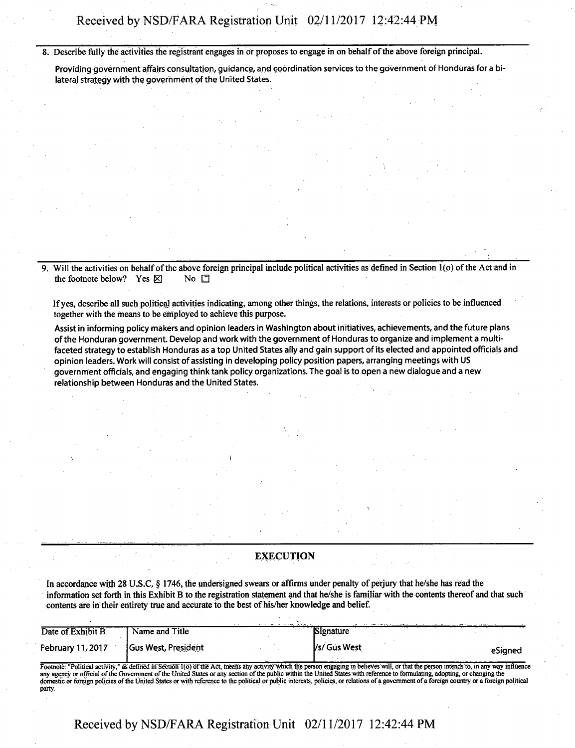8. Describe fully the activities the registrant engages in or proposes to engage in on behalf of the above foreign principal.

Providing government affairs consultation, guidance, and coordination services to the government of Honduras for a bi-lateral strategy with the government of the United States.

9. Will the activities on behalf of the above foreign principal include political activities as defined in Section 1(o) of the Act and in the footnote below? Yes ☒ No ☐

If yes, describe all such political activities indicating, among other things, the relations, interests or policies to be influenced together with the means to be employed to achieve this purpose.

Assist in informing policy makers and opinion leaders in Washington about initiatives, achievements, and the future plans of the Honduran government. Develop and work with the government of Honduras to organize and implement a multi-faceted strategy to establish Honduras as a top United States ally and gain support of its elected and appointed officials and opinion leaders. Work will consist of assisting in developing policy position papers, arranging meetings with US government officials, and engaging think tank policy organizations. The goal is to open a new dialogue and a new relationship between Honduras and the United States.

## EXECUTION

In accordance with 28 U.S.C. § 1746, the undersigned swears or affirms under penalty of perjury that he/she has read the information set forth in this Exhibit B to the registration statement and that he/she is familiar with the contents thereof and that such contents are in their entirety true and accurate to the best of his/her knowledge and belief.

| Date of Exhibit B | Name and Title | Signature | |
|---|---|---|---|
| February 11, 2017 | Gus West, President | /s/ Gus West | eSigned |

Footnote: "Political activity," as defined in Section 1(o) of the Act, means any activity which the person engaging in believes will, or that the person intends to, in any way influence any agency or official of the Government of the United States or any section of the public within the United States with reference to formulating, adopting, or changing the domestic or foreign policies of the United States or with reference to the political or public interests, policies, or relations of a government of a foreign country or a foreign political party.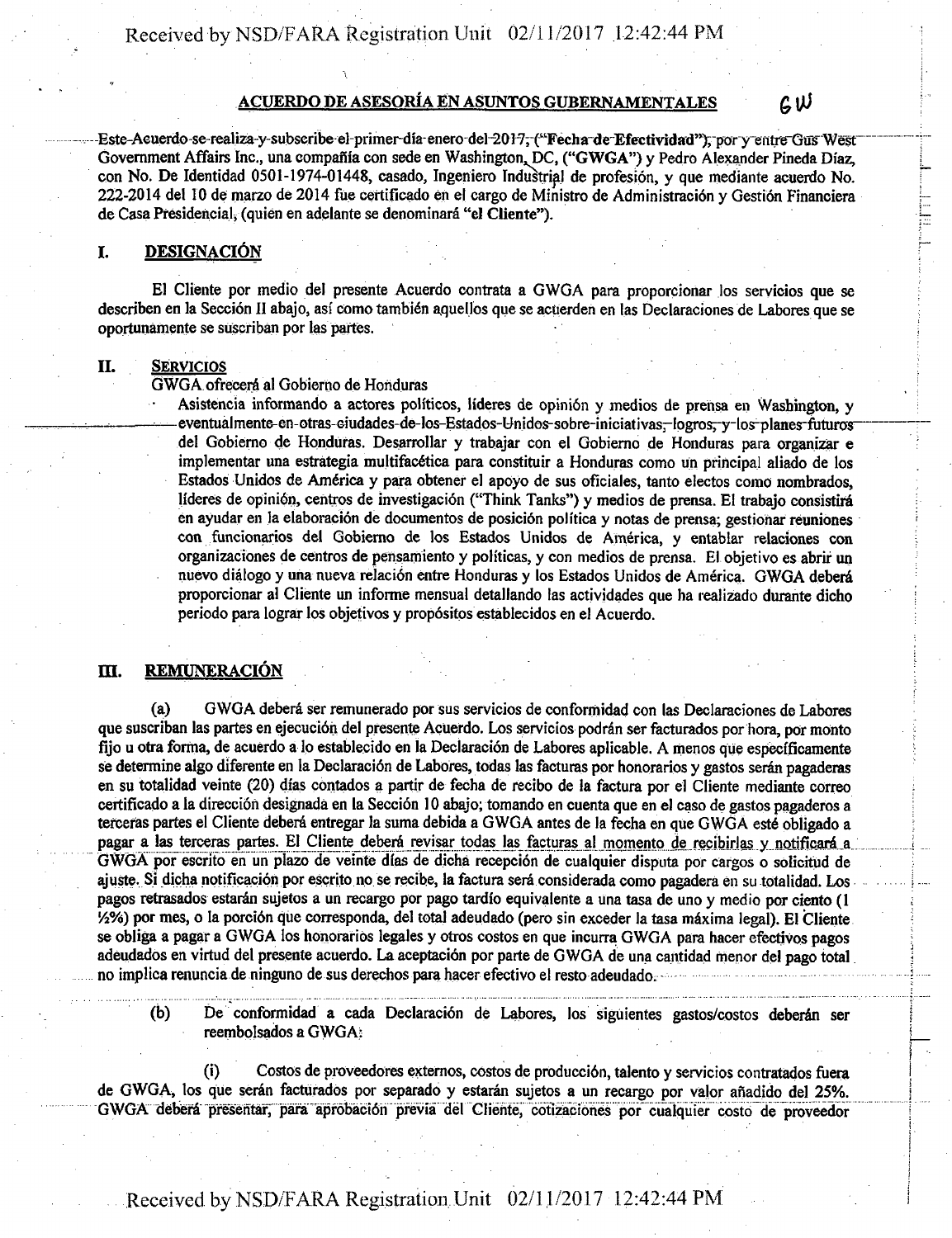## ACUERDO DE ASESORÍA EN ASUNTOS GUBERNAMENTALES

GW

Este Acuerdo se realiza y subscribe el primer día enero del 2017, (**"Fecha de Efectividad"**), por y entre Gus West Government Affairs Inc., una compañía con sede en Washington, DC, (**"GWGA"**) y Pedro Alexander Pineda Díaz, con No. De Identidad 0501-1974-01448, casado, Ingeniero Industrial de profesión, y que mediante acuerdo No. 222-2014 del 10 de marzo de 2014 fue certificado en el cargo de Ministro de Administración y Gestión Financiera de Casa Presidencial, (quien en adelante se denominará **"el Cliente"**).

### I. DESIGNACIÓN

El Cliente por medio del presente Acuerdo contrata a GWGA para proporcionar los servicios que se describen en la Sección II abajo, así como también aquellos que se acuerden en las Declaraciones de Labores que se oportunamente se suscriban por las partes.

### II. SERVICIOS

GWGA ofrecerá al Gobierno de Honduras

- Asistencia informando a actores políticos, líderes de opinión y medios de prensa en Washington, y eventualmente en otras ciudades de los Estados Unidos sobre iniciativas, logros, y los planes futuros del Gobierno de Honduras. Desarrollar y trabajar con el Gobierno de Honduras para organizar e implementar una estrategia multifacética para constituir a Honduras como un principal aliado de los Estados Unidos de América y para obtener el apoyo de sus oficiales, tanto electos como nombrados, líderes de opinión, centros de investigación ("Think Tanks") y medios de prensa. El trabajo consistirá en ayudar en la elaboración de documentos de posición política y notas de prensa; gestionar reuniones con funcionarios del Gobierno de los Estados Unidos de América, y entablar relaciones con organizaciones de centros de pensamiento y políticas, y con medios de prensa. El objetivo es abrir un nuevo diálogo y una nueva relación entre Honduras y los Estados Unidos de América. GWGA deberá proporcionar al Cliente un informe mensual detallando las actividades que ha realizado durante dicho periodo para lograr los objetivos y propósitos establecidos en el Acuerdo.

### III. REMUNERACIÓN

(a) GWGA deberá ser remunerado por sus servicios de conformidad con las Declaraciones de Labores que suscriban las partes en ejecución del presente Acuerdo. Los servicios podrán ser facturados por hora, por monto fijo u otra forma, de acuerdo a lo establecido en la Declaración de Labores aplicable. A menos que específicamente se determine algo diferente en la Declaración de Labores, todas las facturas por honorarios y gastos serán pagaderas en su totalidad veinte (20) días contados a partir de fecha de recibo de la factura por el Cliente mediante correo certificado a la dirección designada en la Sección 10 abajo; tomando en cuenta que en el caso de gastos pagaderos a terceras partes el Cliente deberá entregar la suma debida a GWGA antes de la fecha en que GWGA esté obligado a pagar a las terceras partes. El Cliente deberá revisar todas las facturas al momento de recibirlas y notificará a GWGA por escrito en un plazo de veinte días de dicha recepción de cualquier disputa por cargos o solicitud de ajuste. Si dicha notificación por escrito no se recibe, la factura será considerada como pagadera en su totalidad. Los pagos retrasados estarán sujetos a un recargo por pago tardío equivalente a una tasa de uno y medio por ciento (1 ½%) por mes, o la porción que corresponda, del total adeudado (pero sin exceder la tasa máxima legal). El Cliente se obliga a pagar a GWGA los honorarios legales y otros costos en que incurra GWGA para hacer efectivos pagos adeudados en virtud del presente acuerdo. La aceptación por parte de GWGA de una cantidad menor del pago total no implica renuncia de ninguno de sus derechos para hacer efectivo el resto adeudado.

(b) De conformidad a cada Declaración de Labores, los siguientes gastos/costos deberán ser reembolsados a GWGA:

(i) Costos de proveedores externos, costos de producción, talento y servicios contratados fuera de GWGA, los que serán facturados por separado y estarán sujetos a un recargo por valor añadido del 25%. GWGA deberá presentar, para aprobación previa del Cliente, cotizaciones por cualquier costo de proveedor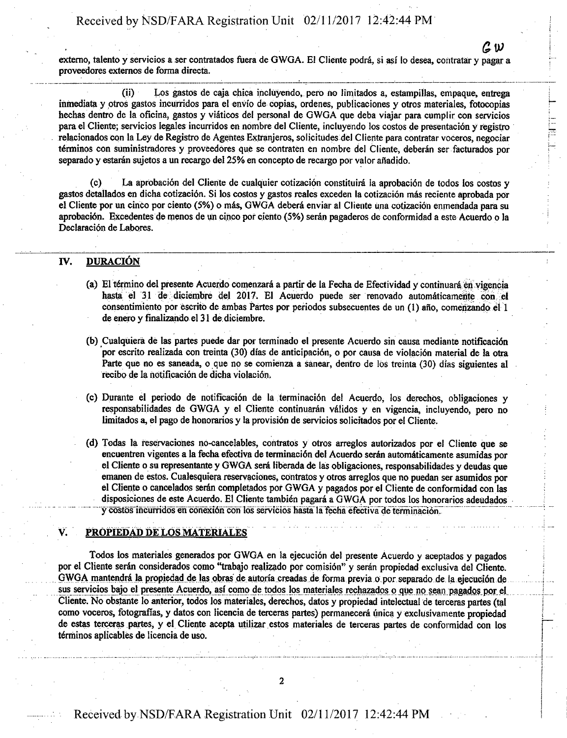externo, talento y servicios a ser contratados fuera de GWGA. El Cliente podrá, si así lo desea, contratar y pagar a proveedores externos de forma directa.

(ii) Los gastos de caja chica incluyendo, pero no limitados a, estampillas, empaque, entrega inmediata y otros gastos incurridos para el envío de copias, ordenes, publicaciones y otros materiales, fotocopias hechas dentro de la oficina, gastos y viáticos del personal de GWGA que deba viajar para cumplir con servicios para el Cliente; servicios legales incurridos en nombre del Cliente, incluyendo los costos de presentación y registro relacionados con la Ley de Registro de Agentes Extranjeros, solicitudes del Cliente para contratar voceros, negociar términos con suministradores y proveedores que se contraten en nombre del Cliente, deberán ser facturados por separado y estarán sujetos a un recargo del 25% en concepto de recargo por valor añadido.

(c) La aprobación del Cliente de cualquier cotización constituirá la aprobación de todos los costos y gastos detallados en dicha cotización. Si los costos y gastos reales exceden la cotización más reciente aprobada por el Cliente por un cinco por ciento (5%) o más, GWGA deberá enviar al Cliente una cotización enmendada para su aprobación. Excedentes de menos de un cinco por ciento (5%) serán pagaderos de conformidad a este Acuerdo o la Declaración de Labores.

## IV. DURACIÓN

(a) El término del presente Acuerdo comenzará a partir de la Fecha de Efectividad y continuará en vigencia hasta el 31 de diciembre del 2017. El Acuerdo puede ser renovado automáticamente con el consentimiento por escrito de ambas Partes por periodos subsecuentes de un (1) año, comenzando el 1 de enero y finalizando el 31 de diciembre.

(b) Cualquiera de las partes puede dar por terminado el presente Acuerdo sin causa mediante notificación por escrito realizada con treinta (30) días de anticipación, o por causa de violación material de la otra Parte que no es saneada, o que no se comienza a sanear, dentro de los treinta (30) días siguientes al recibo de la notificación de dicha violación.

(c) Durante el periodo de notificación de la terminación del Acuerdo, los derechos, obligaciones y responsabilidades de GWGA y el Cliente continuarán válidos y en vigencia, incluyendo, pero no limitados a, el pago de honorarios y la provisión de servicios solicitados por el Cliente.

(d) Todas la reservaciones no-cancelables, contratos y otros arreglos autorizados por el Cliente que se encuentren vigentes a la fecha efectiva de terminación del Acuerdo serán automáticamente asumidas por el Cliente o su representante y GWGA será liberada de las obligaciones, responsabilidades y deudas que emanen de estos. Cualesquiera reservaciones, contratos y otros arreglos que no puedan ser asumidos por el Cliente o cancelados serán completados por GWGA y pagados por el Cliente de conformidad con las disposiciones de este Acuerdo. El Cliente también pagará a GWGA por todos los honorarios adeudados y costos incurridos en conexión con los servicios hasta la fecha efectiva de terminación.

## V. PROPIEDAD DE LOS MATERIALES

Todos los materiales generados por GWGA en la ejecución del presente Acuerdo y aceptados y pagados por el Cliente serán considerados como "trabajo realizado por comisión" y serán propiedad exclusiva del Cliente. GWGA mantendrá la propiedad de las obras de autoría creadas de forma previa o por separado de la ejecución de sus servicios bajo el presente Acuerdo, así como de todos los materiales rechazados o que no sean pagados por el Cliente. No obstante lo anterior, todos los materiales, derechos, datos y propiedad intelectual de terceras partes (tal como voceros, fotografías, y datos con licencia de terceras partes) permanecerá única y exclusivamente propiedad de estas terceras partes, y el Cliente acepta utilizar estos materiales de terceras partes de conformidad con los términos aplicables de licencia de uso.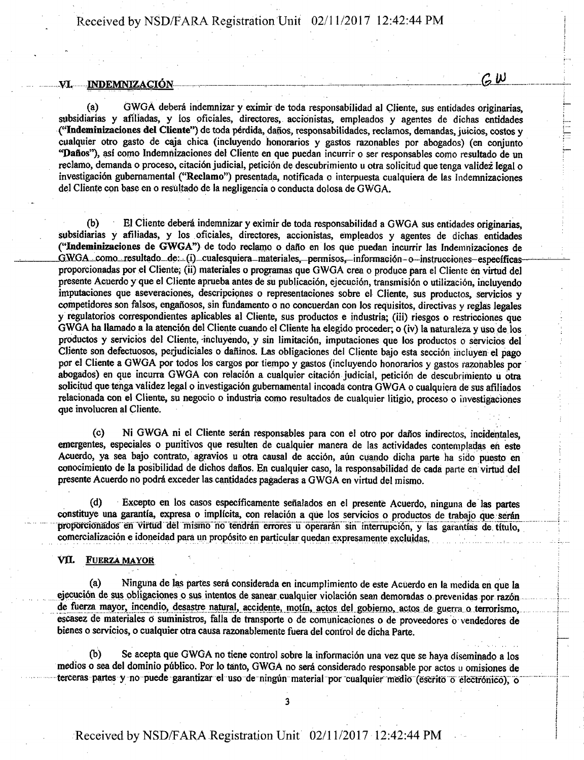## VI. INDEMNIZACIÓN

GW

(a) GWGA deberá indemnizar y eximir de toda responsabilidad al Cliente, sus entidades originarias, subsidiarias y afiliadas, y los oficiales, directores, accionistas, empleados y agentes de dichas entidades (**"Indeminizaciones del Cliente"**) de toda pérdida, daños, responsabilidades, reclamos, demandas, juicios, costos y cualquier otro gasto de caja chica (incluyendo honorarios y gastos razonables por abogados) (en conjunto **"Daños"**), así como Indemnizaciones del Cliente en que puedan incurrir o ser responsables como resultado de un reclamo, demanda o proceso, citación judicial, petición de descubrimiento u otra solicitud que tenga validez legal o investigación gubernamental (**"Reclamo"**) presentada, notificada o interpuesta cualquiera de las Indemnizaciones del Cliente con base en o resultado de la negligencia o conducta dolosa de GWGA.

(b) El Cliente deberá indemnizar y eximir de toda responsabilidad a GWGA sus entidades originarias, subsidiarias y afiliadas, y los oficiales, directores, accionistas, empleados y agentes de dichas entidades (**"Indeminizaciones de GWGA"**) de todo reclamo o daño en los que puedan incurrir las Indemnizaciones de GWGA como resultado de: (i) cualesquiera materiales, permisos, información o instrucciones específicas proporcionadas por el Cliente; (ii) materiales o programas que GWGA crea o produce para el Cliente en virtud del presente Acuerdo y que el Cliente aprueba antes de su publicación, ejecución, transmisión o utilización, incluyendo imputaciones que aseveraciones, descripciones o representaciones sobre el Cliente, sus productos, servicios y competidores son falsos, engañosos, sin fundamento o no concuerdan con los requisitos, directivas y reglas legales y regulatorios correspondientes aplicables al Cliente, sus productos e industria; (iii) riesgos o restricciones que GWGA ha llamado a la atención del Cliente cuando el Cliente ha elegido proceder; o (iv) la naturaleza y uso de los productos y servicios del Cliente, incluyendo, y sin limitación, imputaciones que los productos o servicios del Cliente son defectuosos, perjudiciales o dañinos. Las obligaciones del Cliente bajo esta sección incluyen el pago por el Cliente a GWGA por todos los cargos por tiempo y gastos (incluyendo honorarios y gastos razonables por abogados) en que incurra GWGA con relación a cualquier citación judicial, petición de descubrimiento u otra solicitud que tenga validez legal o investigación gubernamental incoada contra GWGA o cualquiera de sus afiliados relacionada con el Cliente, su negocio o industria como resultados de cualquier litigio, proceso o investigaciones que involucren al Cliente.

(c) Ni GWGA ni el Cliente serán responsables para con el otro por daños indirectos, incidentales, emergentes, especiales o punitivos que resulten de cualquier manera de las actividades contempladas en este Acuerdo, ya sea bajo contrato, agravios u otra causal de acción, aún cuando dicha parte ha sido puesto en conocimiento de la posibilidad de dichos daños. En cualquier caso, la responsabilidad de cada parte en virtud del presente Acuerdo no podrá exceder las cantidades pagaderas a GWGA en virtud del mismo.

(d) Excepto en los casos específicamente señalados en el presente Acuerdo, ninguna de las partes constituye una garantía, expresa o implícita, con relación a que los servicios o productos de trabajo que serán proporcionados en virtud del mismo no tendrán errores u operarán sin interrupción, y las garantías de título, comercialización e idoneidad para un propósito en particular quedan expresamente excluidas.

## VII. FUERZA MAYOR

(a) Ninguna de las partes será considerada en incumplimiento de este Acuerdo en la medida en que la ejecución de sus obligaciones o sus intentos de sanear cualquier violación sean demoradas o prevenidas por razón de fuerza mayor, incendio, desastre natural, accidente, motín, actos del gobierno, actos de guerra o terrorismo, escasez de materiales o suministros, falla de transporte o de comunicaciones o de proveedores o vendedores de bienes o servicios, o cualquier otra causa razonablemente fuera del control de dicha Parte.

(b) Se acepta que GWGA no tiene control sobre la información una vez que se haya diseminado a los medios o sea del dominio público. Por lo tanto, GWGA no será considerado responsable por actos u omisiones de terceras partes y no puede garantizar el uso de ningún material por cualquier medio (escrito o electrónico), o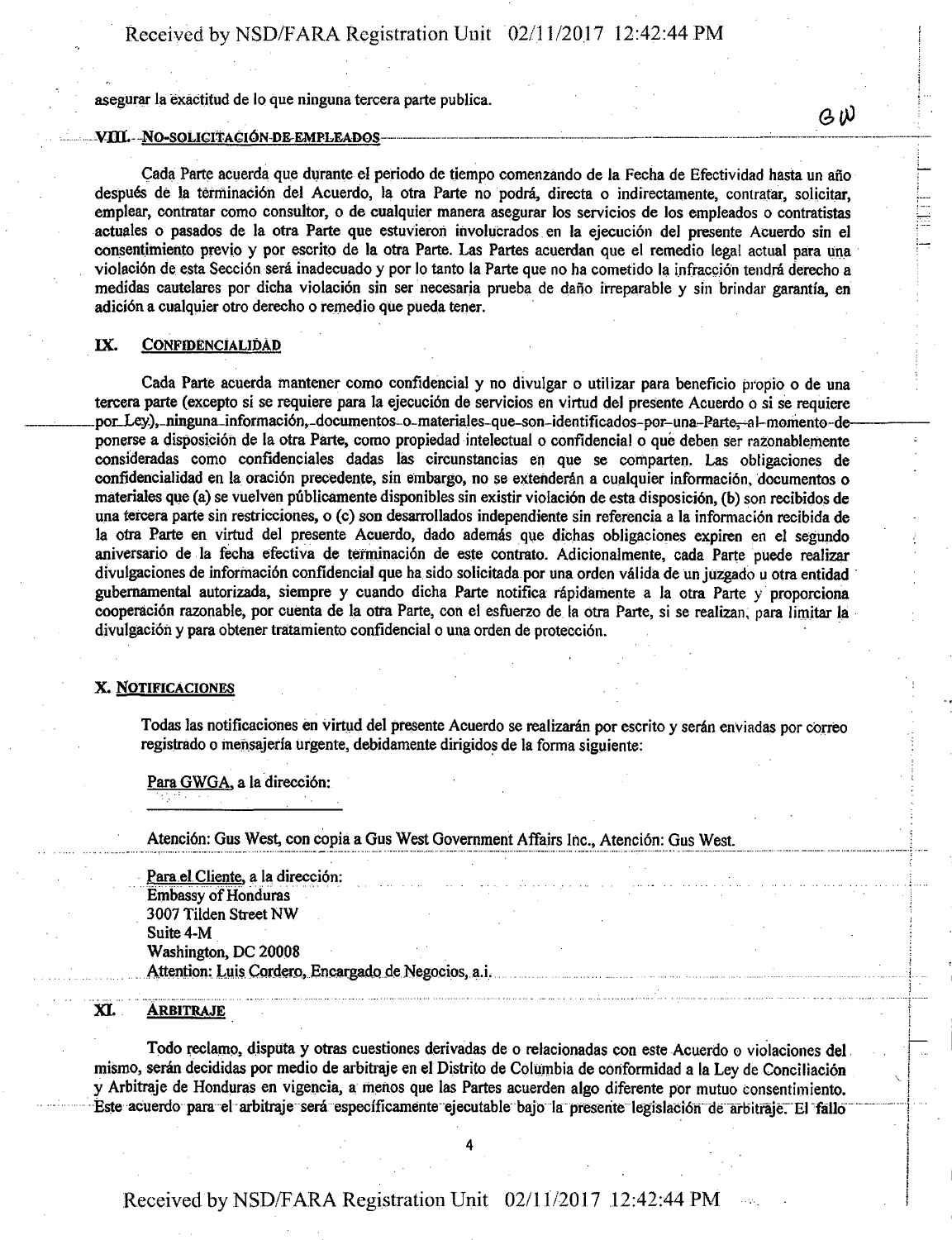asegurar la exactitud de lo que ninguna tercera parte publica.

GW

## VIII. NO-SOLICITACIÓN DE EMPLEADOS

Cada Parte acuerda que durante el periodo de tiempo comenzando de la Fecha de Efectividad hasta un año después de la terminación del Acuerdo, la otra Parte no podrá, directa o indirectamente, contratar, solicitar, emplear, contratar como consultor, o de cualquier manera asegurar los servicios de los empleados o contratistas actuales o pasados de la otra Parte que estuvieron involucrados en la ejecución del presente Acuerdo sin el consentimiento previo y por escrito de la otra Parte. Las Partes acuerdan que el remedio legal actual para una violación de esta Sección será inadecuado y por lo tanto la Parte que no ha cometido la infracción tendrá derecho a medidas cautelares por dicha violación sin ser necesaria prueba de daño irreparable y sin brindar garantía, en adición a cualquier otro derecho o remedio que pueda tener.

## IX. CONFIDENCIALIDAD

Cada Parte acuerda mantener como confidencial y no divulgar o utilizar para beneficio propio o de una tercera parte (excepto si se requiere para la ejecución de servicios en virtud del presente Acuerdo o si se requiere por Ley), ninguna información, documentos o materiales que son identificados por una Parte, al momento de ponerse a disposición de la otra Parte, como propiedad intelectual o confidencial o que deben ser razonablemente consideradas como confidenciales dadas las circunstancias en que se comparten. Las obligaciones de confidencialidad en la oración precedente, sin embargo, no se extenderán a cualquier información, documentos o materiales que (a) se vuelven públicamente disponibles sin existir violación de esta disposición, (b) son recibidos de una tercera parte sin restricciones, o (c) son desarrollados independiente sin referencia a la información recibida de la otra Parte en virtud del presente Acuerdo, dado además que dichas obligaciones expiren en el segundo aniversario de la fecha efectiva de terminación de este contrato. Adicionalmente, cada Parte puede realizar divulgaciones de información confidencial que ha sido solicitada por una orden válida de un juzgado u otra entidad gubernamental autorizada, siempre y cuando dicha Parte notifica rápidamente a la otra Parte y proporciona cooperación razonable, por cuenta de la otra Parte, con el esfuerzo de la otra Parte, si se realizan, para limitar la divulgación y para obtener tratamiento confidencial o una orden de protección.

## X. NOTIFICACIONES

Todas las notificaciones en virtud del presente Acuerdo se realizarán por escrito y serán enviadas por correo registrado o mensajería urgente, debidamente dirigidos de la forma siguiente:

Para GWGA, a la dirección:

______________________

Atención: Gus West, con copia a Gus West Government Affairs Inc., Atención: Gus West.

Para el Cliente, a la dirección:
Embassy of Honduras
3007 Tilden Street NW
Suite 4-M
Washington, DC 20008
Attention: Luis Cordero, Encargado de Negocios, a.i.

## XI. ARBITRAJE

Todo reclamo, disputa y otras cuestiones derivadas de o relacionadas con este Acuerdo o violaciones del mismo, serán decididas por medio de arbitraje en el Distrito de Columbia de conformidad a la Ley de Conciliación y Arbitraje de Honduras en vigencia, a menos que las Partes acuerden algo diferente por mutuo consentimiento. Este acuerdo para el arbitraje será específicamente ejecutable bajo la presente legislación de arbitraje. El fallo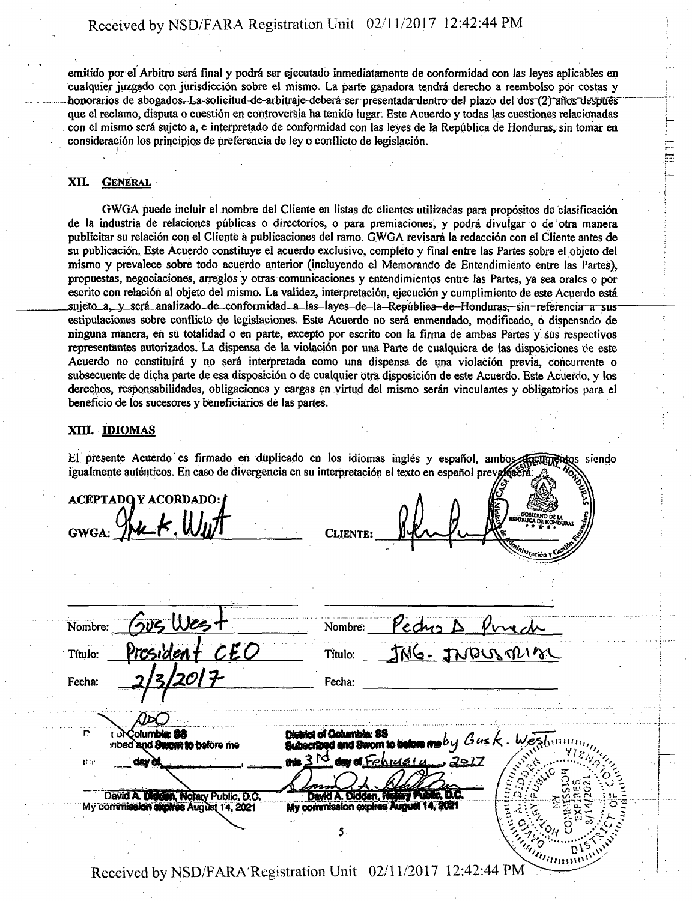emitido por el Arbitro será final y podrá ser ejecutado inmediatamente de conformidad con las leyes aplicables en cualquier juzgado con jurisdicción sobre el mismo. La parte ganadora tendrá derecho a reembolso por costas y honorarios de abogados. La solicitud de arbitraje deberá ser presentada dentro del plazo del dos (2) años después que el reclamo, disputa o cuestión en controversia ha tenido lugar. Este Acuerdo y todas las cuestiones relacionadas con el mismo será sujeto a, e interpretado de conformidad con las leyes de la República de Honduras, sin tomar en consideración los principios de preferencia de ley o conflicto de legislación.

## XII. GENERAL

GWGA puede incluir el nombre del Cliente en listas de clientes utilizadas para propósitos de clasificación de la industria de relaciones públicas o directorios, o para premiaciones, y podrá divulgar o de otra manera publicitar su relación con el Cliente a publicaciones del ramo. GWGA revisará la redacción con el Cliente antes de su publicación. Este Acuerdo constituye el acuerdo exclusivo, completo y final entre las Partes sobre el objeto del mismo y prevalece sobre todo acuerdo anterior (incluyendo el Memorando de Entendimiento entre las Partes), propuestas, negociaciones, arreglos y otras comunicaciones y entendimientos entre las Partes, ya sea orales o por escrito con relación al objeto del mismo. La validez, interpretación, ejecución y cumplimiento de este Acuerdo está sujeto a, y será analizado de conformidad a las leyes de la República de Honduras, sin referencia a sus estipulaciones sobre conflicto de legislaciones. Este Acuerdo no será enmendado, modificado, o dispensado de ninguna manera, en su totalidad o en parte, excepto por escrito con la firma de ambas Partes y sus respectivos representantes autorizados. La dispensa de la violación por una Parte de cualquiera de las disposiciones de este Acuerdo no constituirá y no será interpretada como una dispensa de una violación previa, concurrente o subsecuente de dicha parte de esa disposición o de cualquier otra disposición de este Acuerdo. Este Acuerdo, y los derechos, responsabilidades, obligaciones y cargas en virtud del mismo serán vinculantes y obligatorios para el beneficio de los sucesores y beneficiarios de las partes.

## XIII. IDIOMAS

El presente Acuerdo es firmado en duplicado en los idiomas inglés y español, ambos documentos siendo igualmente auténticos. En caso de divergencia en su interpretación el texto en español prevalecerá.

**ACEPTADO Y ACORDADO:**

| **GWGA:** [signature] | **CLIENTE:** [signature] |
| --- | --- |
| Nombre: Gus West | Nombre: Pedro A Prech |
| Título: President CEO | Título: ING. INDUSTRIAL |
| Fecha: 2/3/2017 | Fecha: |

[Stamp: Casa Presidencial, Honduras — Gobierno de la República de Honduras — Ministro de Administración y Gestión Financiera]

| District of Columbia: SS<br>Subscribed and Sworn to before me<br>this ___ day of ________, ____<br>David A. Didden, Notary Public, D.C.<br>My commission expires August 14, 2021 | District of Columbia: SS<br>Subscribed and Sworn to before me by Gus K. West<br>this 3rd day of February, 2017<br>[signature]<br>David A. Didden, Notary Public, D.C.<br>My commission expires August 14, 2021 |
| --- | --- |

[Notary seal: David A. Didden, Notary Public, District of Columbia, My Commission Expires 8/14/2021]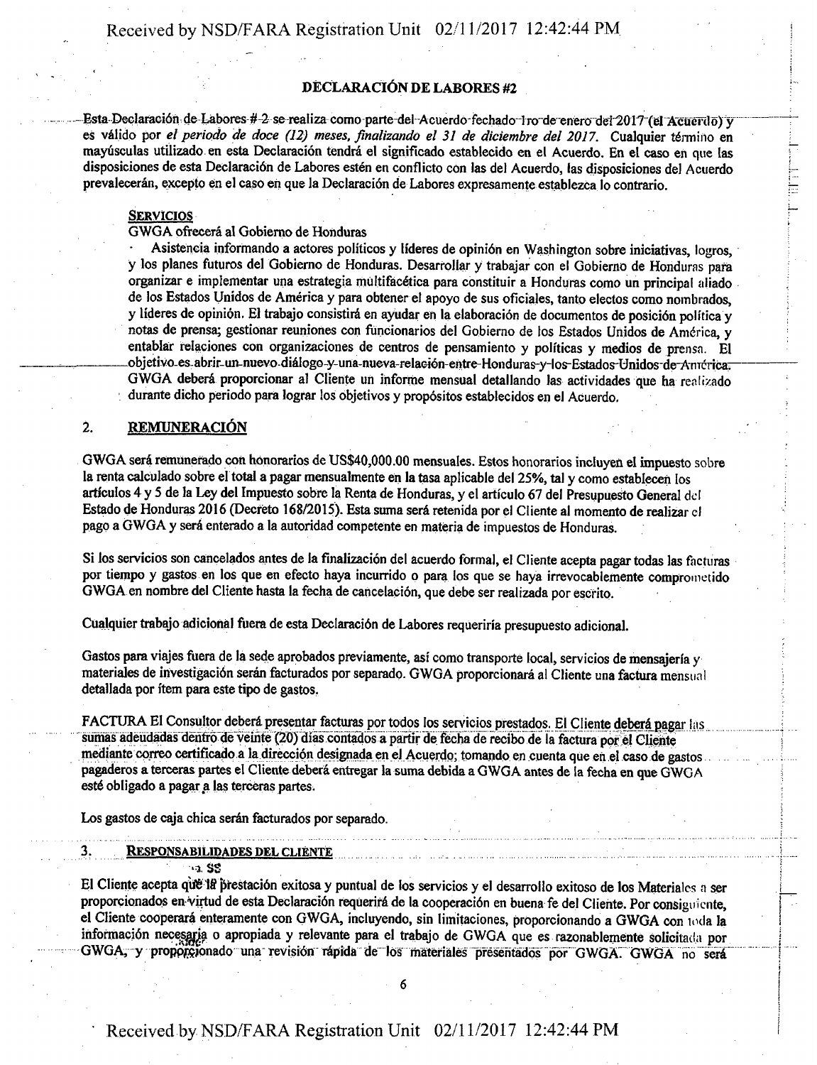## DECLARACIÓN DE LABORES #2

Esta Declaración de Labores # 2 se realiza como parte del Acuerdo fechado 1ro de enero del 2017 (el Acuerdo) y es válido por *el periodo de doce (12) meses, finalizando el 31 de diciembre del 2017.* Cualquier término en mayúsculas utilizado en esta Declaración tendrá el significado establecido en el Acuerdo. En el caso en que las disposiciones de esta Declaración de Labores estén en conflicto con las del Acuerdo, las disposiciones del Acuerdo prevalecerán, excepto en el caso en que la Declaración de Labores expresamente establezca lo contrario.

**SERVICIOS**

GWGA ofrecerá al Gobierno de Honduras

- Asistencia informando a actores políticos y líderes de opinión en Washington sobre iniciativas, logros, y los planes futuros del Gobierno de Honduras. Desarrollar y trabajar con el Gobierno de Honduras para organizar e implementar una estrategia multifacética para constituir a Honduras como un principal aliado de los Estados Unidos de América y para obtener el apoyo de sus oficiales, tanto electos como nombrados, y líderes de opinión. El trabajo consistirá en ayudar en la elaboración de documentos de posición política y notas de prensa; gestionar reuniones con funcionarios del Gobierno de los Estados Unidos de América, y entablar relaciones con organizaciones de centros de pensamiento y políticas y medios de prensa. El objetivo es abrir un nuevo diálogo y una nueva relación entre Honduras y los Estados Unidos de América. GWGA deberá proporcionar al Cliente un informe mensual detallando las actividades que ha realizado durante dicho periodo para lograr los objetivos y propósitos establecidos en el Acuerdo.

## 2. REMUNERACIÓN

GWGA será remunerado con honorarios de US$40,000.00 mensuales. Estos honorarios incluyen el impuesto sobre la renta calculado sobre el total a pagar mensualmente en la tasa aplicable del 25%, tal y como establecen los artículos 4 y 5 de la Ley del Impuesto sobre la Renta de Honduras, y el artículo 67 del Presupuesto General del Estado de Honduras 2016 (Decreto 168/2015). Esta suma será retenida por el Cliente al momento de realizar el pago a GWGA y será enterado a la autoridad competente en materia de impuestos de Honduras.

Si los servicios son cancelados antes de la finalización del acuerdo formal, el Cliente acepta pagar todas las facturas por tiempo y gastos en los que en efecto haya incurrido o para los que se haya irrevocablemente comprometido GWGA en nombre del Cliente hasta la fecha de cancelación, que debe ser realizada por escrito.

Cualquier trabajo adicional fuera de esta Declaración de Labores requeriría presupuesto adicional.

Gastos para viajes fuera de la sede aprobados previamente, así como transporte local, servicios de mensajería y materiales de investigación serán facturados por separado. GWGA proporcionará al Cliente una factura mensual detallada por ítem para este tipo de gastos.

FACTURA El Consultor deberá presentar facturas por todos los servicios prestados. El Cliente deberá pagar las sumas adeudadas dentro de veinte (20) días contados a partir de fecha de recibo de la factura por el Cliente mediante correo certificado a la dirección designada en el Acuerdo; tomando en cuenta que en el caso de gastos pagaderos a terceras partes el Cliente deberá entregar la suma debida a GWGA antes de la fecha en que GWGA esté obligado a pagar a las terceras partes.

Los gastos de caja chica serán facturados por separado.

## 3. RESPONSABILIDADES DEL CLIENTE

El Cliente acepta que la prestación exitosa y puntual de los servicios y el desarrollo exitoso de los Materiales a ser proporcionados en virtud de esta Declaración requerirá de la cooperación en buena fe del Cliente. Por consiguiente, el Cliente cooperará enteramente con GWGA, incluyendo, sin limitaciones, proporcionando a GWGA con toda la información necesaria o apropiada y relevante para el trabajo de GWGA que es razonablemente solicitada por GWGA, y proporcionado una revisión rápida de los materiales presentados por GWGA. GWGA no será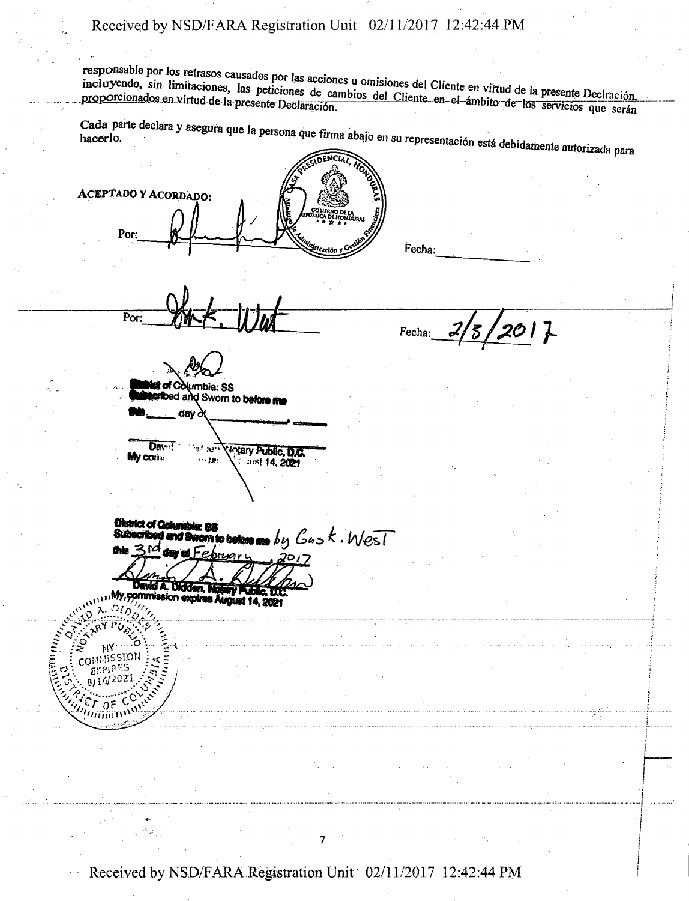responsable por los retrasos causados por las acciones u omisiones del Cliente en virtud de la presente Declración, incluyendo, sin limitaciones, las peticiones de cambios del Cliente en el ámbito de los servicios que serán proporcionados en virtud de la presente Declaración.

Cada parte declara y asegura que la persona que firma abajo en su representación está debidamente autorizada para hacerlo.

**ACEPTADO Y ACORDADO:**

Por: ______________________ Fecha: ______________

CASA PRESIDENCIAL, HONDURAS — GOBIERNO DE LA REPÚBLICA DE HONDURAS — Ministro de Administración y Gestión Financiera

Por: Mark. West Fecha: 2/3/2017

~~District of Columbia: SS~~
~~Subscribed and Sworn to before me~~
~~this _____ day of ______________, ______~~

~~David A. Didden, Notary Public, D.C.~~
~~My commission expires August 14, 2021~~

District of Columbia: SS
Subscribed and Sworn to before me by Gask. West
this 3rd day of February, 2017

David A. Didden, Notary Public, D.C.
My commission expires August 14, 2021

DAVID A. DIDDEN NOTARY PUBLIC — MY COMMISSION EXPIRES 8/14/2021 — DISTRICT OF COLUMBIA